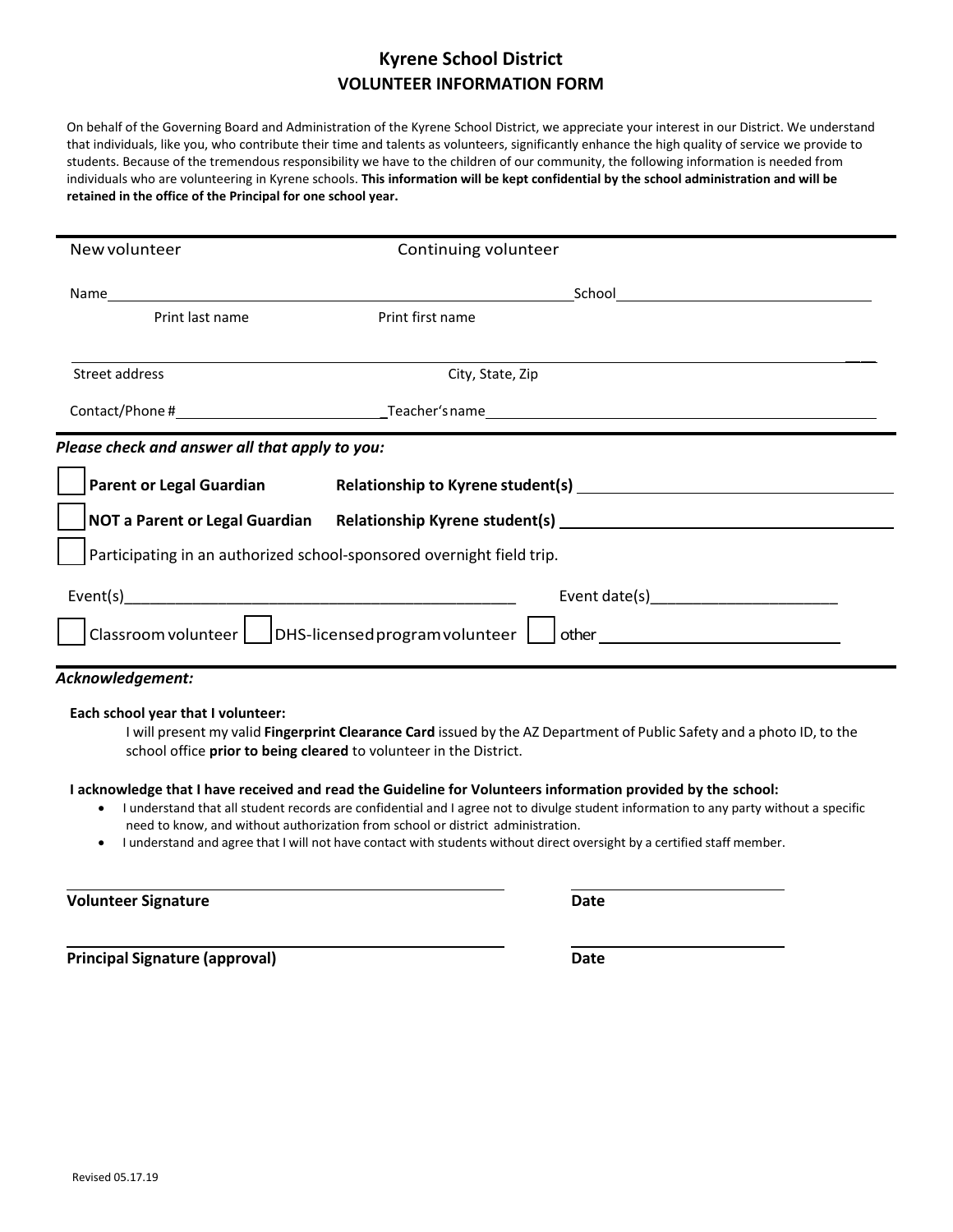# Kyrene School District
## VOLUNTEER INFORMATION FORM

On behalf of the Governing Board and Administration of the Kyrene School District, we appreciate your interest in our District. We understand that individuals, like you, who contribute their time and talents as volunteers, significantly enhance the high quality of service we provide to students. Because of the tremendous responsibility we have to the children of our community, the following information is needed from individuals who are volunteering in Kyrene schools. **This information will be kept confidential by the school administration and will be retained in the office of the Principal for one school year.**

---

New volunteer　　　　Continuing volunteer

Name ______________________________________________ School ______________________________

Print last name　　　　Print first name

_____________________________________________________________________________

Street address　　　　City, State, Zip

Contact/Phone # __________________________ Teacher's name ______________________________________

---

***Please check and answer all that apply to you:***

☐ **Parent or Legal Guardian**　　**Relationship to Kyrene student(s)** ______________________________

☐ **NOT a Parent or Legal Guardian**　　**Relationship Kyrene student(s)** ______________________________

☐ Participating in an authorized school-sponsored overnight field trip.

Event(s)_______________________________________________　　Event date(s)______________________

☐ Classroom volunteer　☐ DHS-licensed program volunteer　☐ other ____________________________

---

***Acknowledgement:***

**Each school year that I volunteer:**

I will present my valid **Fingerprint Clearance Card** issued by the AZ Department of Public Safety and a photo ID, to the school office **prior to being cleared** to volunteer in the District.

**I acknowledge that I have received and read the Guideline for Volunteers information provided by the school:**

- I understand that all student records are confidential and I agree not to divulge student information to any party without a specific need to know, and without authorization from school or district administration.
- I understand and agree that I will not have contact with students without direct oversight by a certified staff member.

_____________________________________________　　　______________________

**Volunteer Signature**　　　　　　　　　　　　　　　　**Date**

_____________________________________________　　　______________________

**Principal Signature (approval)**　　　　　　　　　　　**Date**

Revised 05.17.19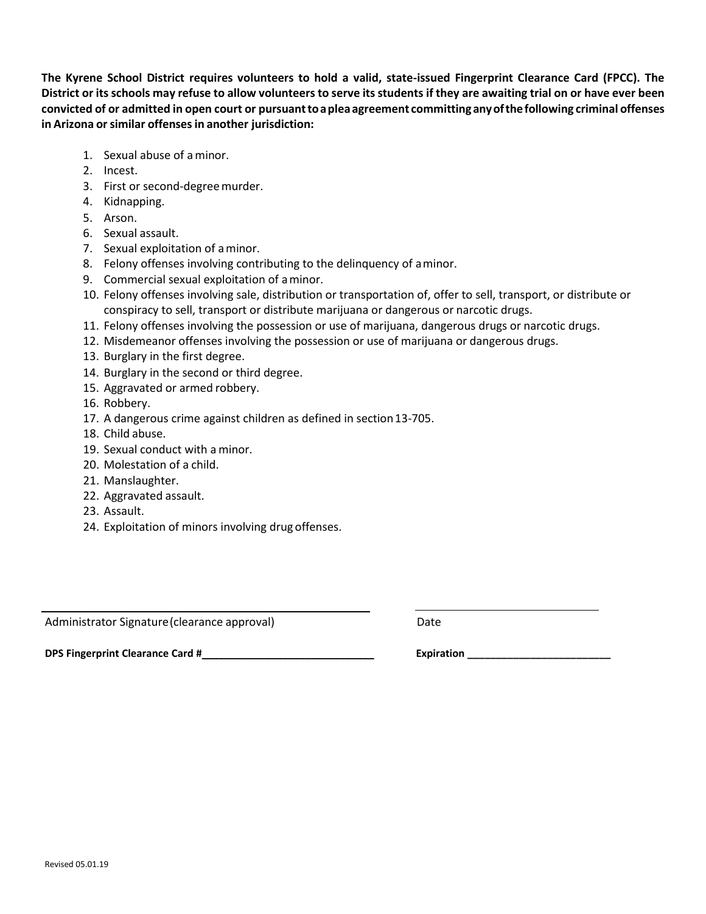**The Kyrene School District requires volunteers to hold a valid, state-issued Fingerprint Clearance Card (FPCC). The District or its schools may refuse to allow volunteers to serve its students if they are awaiting trial on or have ever been convicted of or admitted in open court or pursuant to a plea agreement committing any of the following criminal offenses in Arizona or similar offenses in another jurisdiction:**

1. Sexual abuse of a minor.
2. Incest.
3. First or second-degree murder.
4. Kidnapping.
5. Arson.
6. Sexual assault.
7. Sexual exploitation of a minor.
8. Felony offenses involving contributing to the delinquency of a minor.
9. Commercial sexual exploitation of a minor.
10. Felony offenses involving sale, distribution or transportation of, offer to sell, transport, or distribute or conspiracy to sell, transport or distribute marijuana or dangerous or narcotic drugs.
11. Felony offenses involving the possession or use of marijuana, dangerous drugs or narcotic drugs.
12. Misdemeanor offenses involving the possession or use of marijuana or dangerous drugs.
13. Burglary in the first degree.
14. Burglary in the second or third degree.
15. Aggravated or armed robbery.
16. Robbery.
17. A dangerous crime against children as defined in section 13-705.
18. Child abuse.
19. Sexual conduct with a minor.
20. Molestation of a child.
21. Manslaughter.
22. Aggravated assault.
23. Assault.
24. Exploitation of minors involving drug offenses.

\_\_\_\_\_\_\_\_\_\_\_\_\_\_\_\_\_\_\_\_\_\_\_\_\_\_\_\_\_\_\_\_\_\_\_\_\_\_\_\_ \_\_\_\_\_\_\_\_\_\_\_\_\_\_\_\_\_\_\_\_\_\_\_\_\_

Administrator Signature (clearance approval) Date

**DPS Fingerprint Clearance Card #**\_\_\_\_\_\_\_\_\_\_\_\_\_\_\_\_\_\_\_\_\_\_\_\_\_\_\_\_\_\_ **Expiration** \_\_\_\_\_\_\_\_\_\_\_\_\_\_\_\_\_\_\_\_\_\_\_\_\_\_

Revised 05.01.19